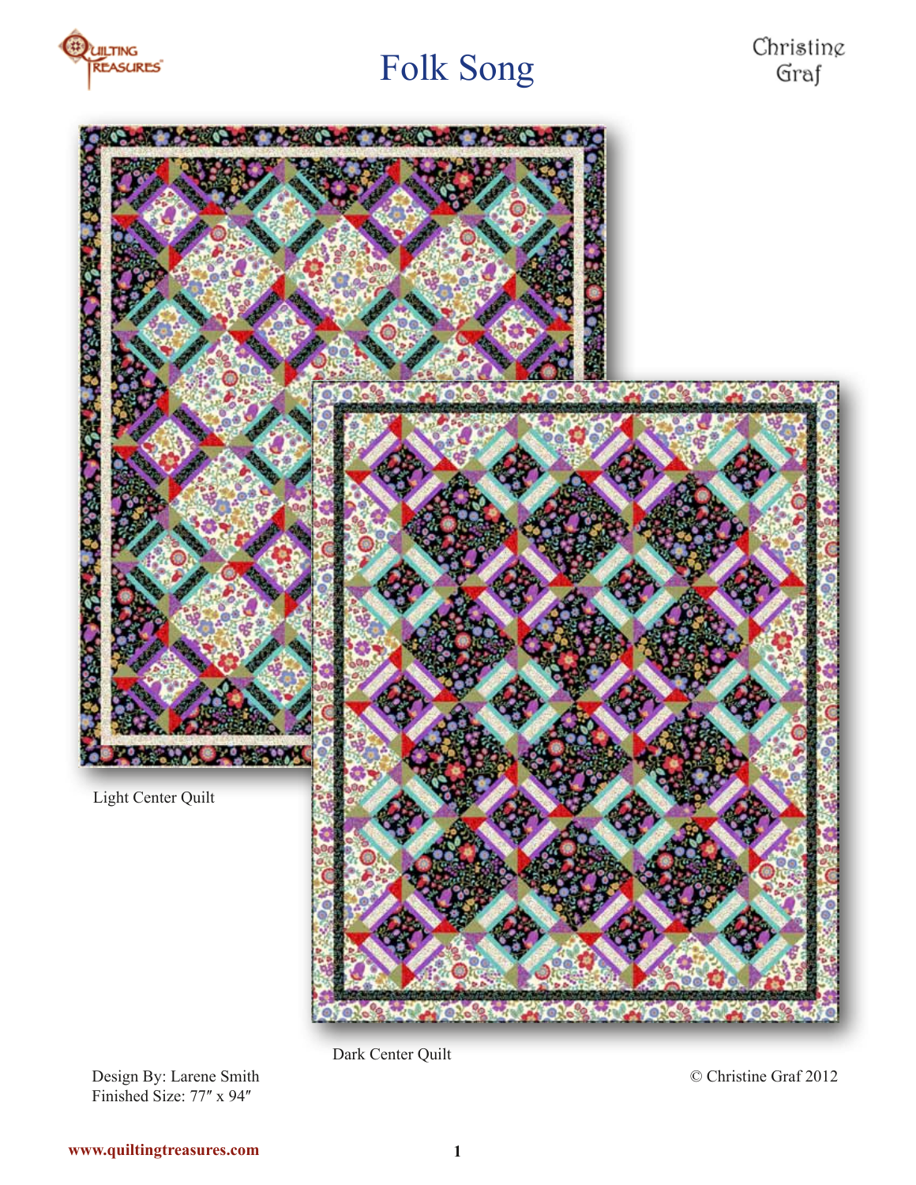# Folk Song

Christine Graf

Light Center Quilt

Dark Center Quilt

Design By: Larene Smith
Finished Size: 77″ x 94″

© Christine Graf 2012

www.quiltingtreasures.com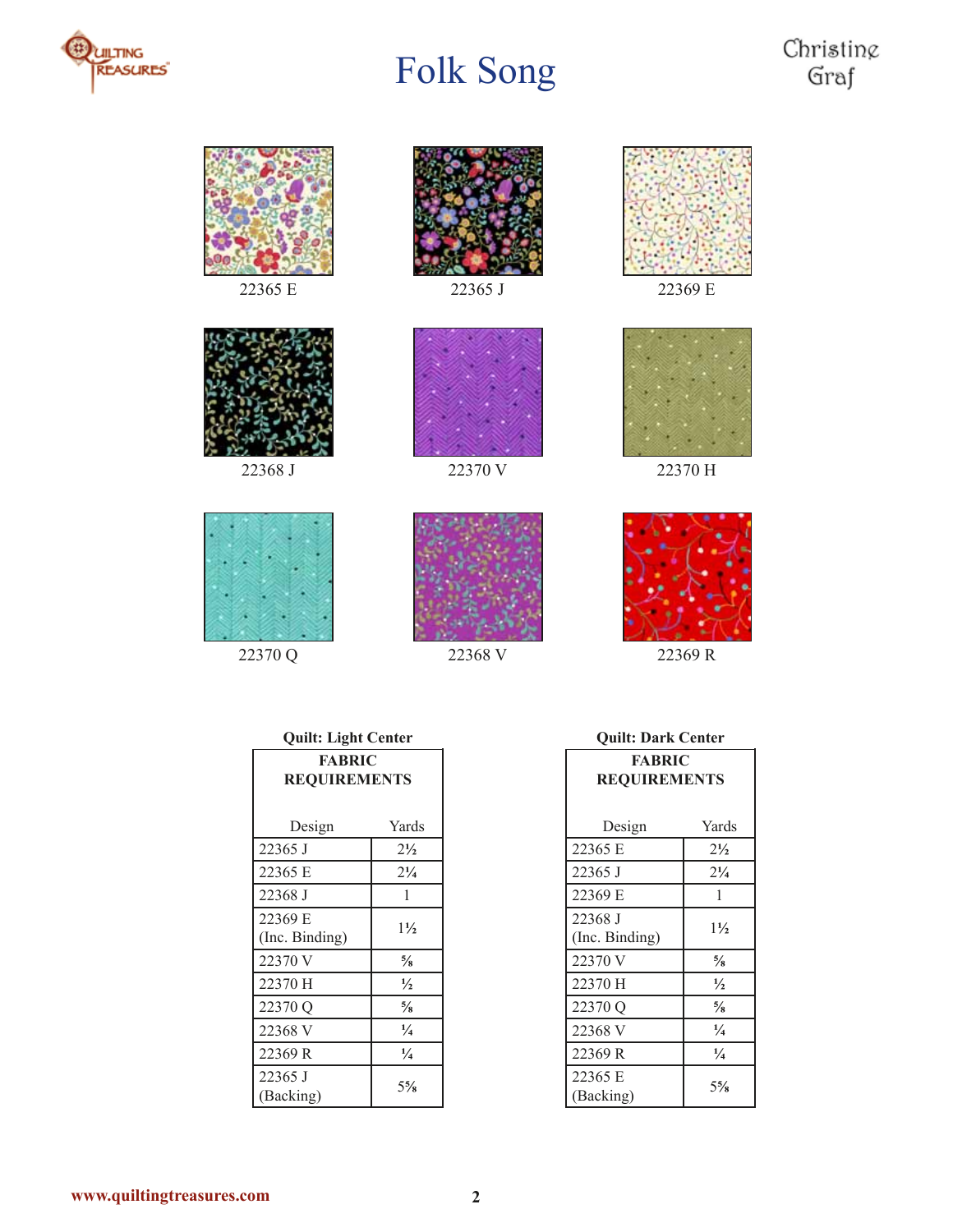# Folk Song

Christine Graf

22365 E

22365 J

22369 E

22368 J

22370 V

22370 H

22370 Q

22368 V

22369 R

**Quilt: Light Center**

| **FABRIC REQUIREMENTS** | |
|---|---|
| Design | Yards |
| 22365 J | 2½ |
| 22365 E | 2¼ |
| 22368 J | 1 |
| 22369 E (Inc. Binding) | 1½ |
| 22370 V | ⅝ |
| 22370 H | ½ |
| 22370 Q | ⅝ |
| 22368 V | ¼ |
| 22369 R | ¼ |
| 22365 J (Backing) | 5⅝ |

**Quilt: Dark Center**

| **FABRIC REQUIREMENTS** | |
|---|---|
| Design | Yards |
| 22365 E | 2½ |
| 22365 J | 2¼ |
| 22369 E | 1 |
| 22368 J (Inc. Binding) | 1½ |
| 22370 V | ⅝ |
| 22370 H | ½ |
| 22370 Q | ⅝ |
| 22368 V | ¼ |
| 22369 R | ¼ |
| 22365 E (Backing) | 5⅝ |

www.quiltingtreasures.com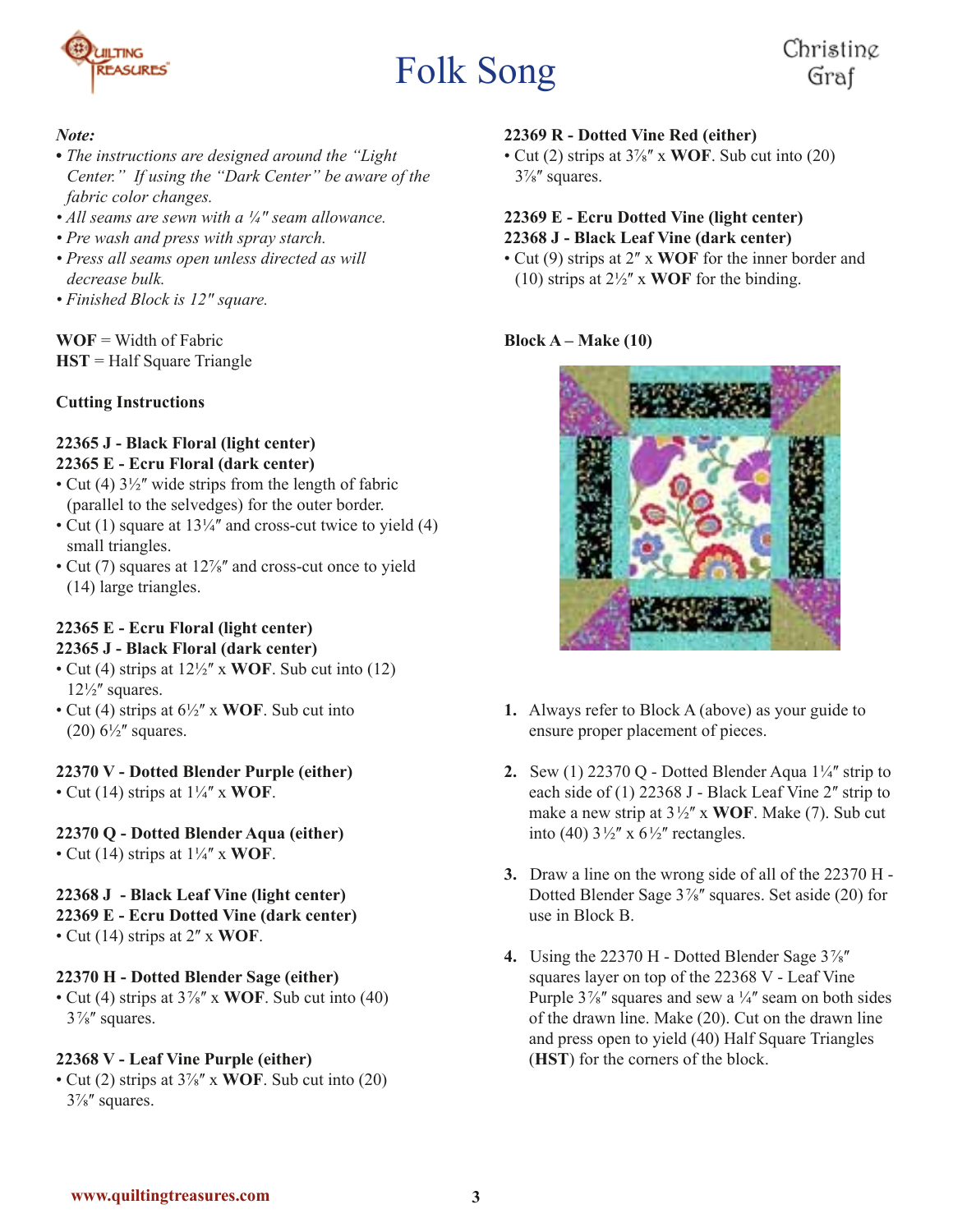# Folk Song

Christine Graf

*Note:*

- *The instructions are designed around the "Light Center." If using the "Dark Center" be aware of the fabric color changes.*
- *All seams are sewn with a ¼" seam allowance.*
- *Pre wash and press with spray starch.*
- *Press all seams open unless directed as will decrease bulk.*
- *Finished Block is 12" square.*

**WOF** = Width of Fabric
**HST** = Half Square Triangle

**Cutting Instructions**

**22365 J - Black Floral (light center)**
**22365 E - Ecru Floral (dark center)**

- Cut (4) 3½″ wide strips from the length of fabric (parallel to the selvedges) for the outer border.
- Cut (1) square at 13¼″ and cross-cut twice to yield (4) small triangles.
- Cut (7) squares at 12⅞″ and cross-cut once to yield (14) large triangles.

**22365 E - Ecru Floral (light center)**
**22365 J - Black Floral (dark center)**

- Cut (4) strips at 12½″ x **WOF**. Sub cut into (12) 12½″ squares.
- Cut (4) strips at 6½″ x **WOF**. Sub cut into (20) 6½″ squares.

**22370 V - Dotted Blender Purple (either)**

- Cut (14) strips at 1¼″ x **WOF**.

**22370 Q - Dotted Blender Aqua (either)**

- Cut (14) strips at 1¼″ x **WOF**.

**22368 J - Black Leaf Vine (light center)**
**22369 E - Ecru Dotted Vine (dark center)**

- Cut (14) strips at 2″ x **WOF**.

**22370 H - Dotted Blender Sage (either)**

- Cut (4) strips at 3⅞″ x **WOF**. Sub cut into (40) 3⅞″ squares.

**22368 V - Leaf Vine Purple (either)**

- Cut (2) strips at 3⅞″ x **WOF**. Sub cut into (20) 3⅞″ squares.

**22369 R - Dotted Vine Red (either)**

- Cut (2) strips at 3⅞″ x **WOF**. Sub cut into (20) 3⅞″ squares.

**22369 E - Ecru Dotted Vine (light center)**
**22368 J - Black Leaf Vine (dark center)**

- Cut (9) strips at 2″ x **WOF** for the inner border and (10) strips at 2½″ x **WOF** for the binding.

**Block A – Make (10)**

1. Always refer to Block A (above) as your guide to ensure proper placement of pieces.
2. Sew (1) 22370 Q - Dotted Blender Aqua 1¼″ strip to each side of (1) 22368 J - Black Leaf Vine 2″ strip to make a new strip at 3½″ x **WOF**. Make (7). Sub cut into (40) 3½″ x 6½″ rectangles.
3. Draw a line on the wrong side of all of the 22370 H - Dotted Blender Sage 3⅞″ squares. Set aside (20) for use in Block B.
4. Using the 22370 H - Dotted Blender Sage 3⅞″ squares layer on top of the 22368 V - Leaf Vine Purple 3⅞″ squares and sew a ¼″ seam on both sides of the drawn line. Make (20). Cut on the drawn line and press open to yield (40) Half Square Triangles (**HST**) for the corners of the block.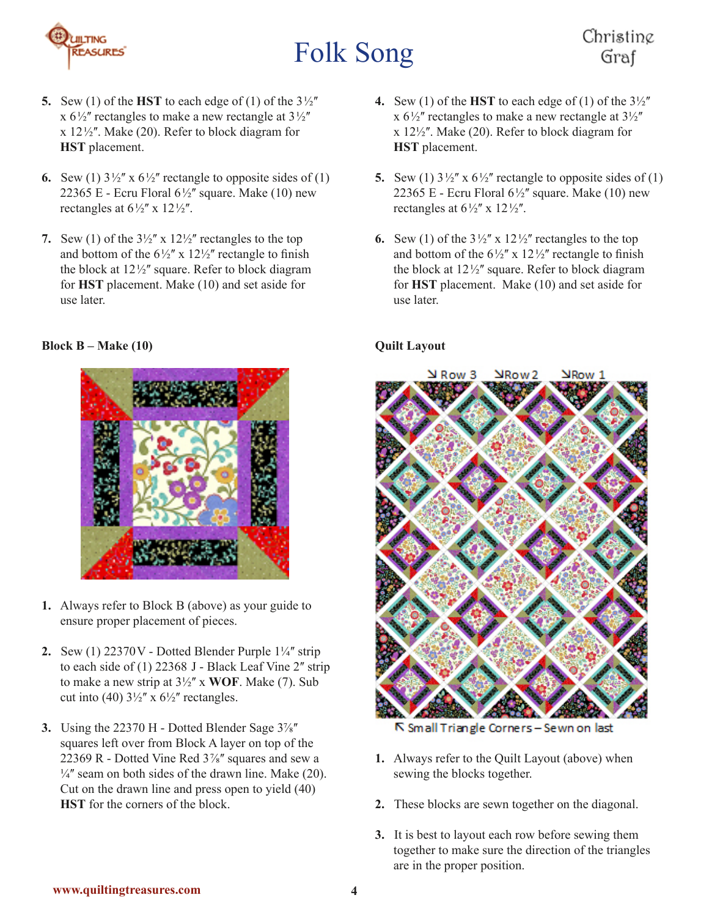5. Sew (1) of the **HST** to each edge of (1) of the 3½″ x 6½″ rectangles to make a new rectangle at 3½″ x 12½″. Make (20). Refer to block diagram for **HST** placement.

6. Sew (1) 3½″ x 6½″ rectangle to opposite sides of (1) 22365 E - Ecru Floral 6½″ square. Make (10) new rectangles at 6½″ x 12½″.

7. Sew (1) of the 3½″ x 12½″ rectangles to the top and bottom of the 6½″ x 12½″ rectangle to finish the block at 12½″ square. Refer to block diagram for **HST** placement. Make (10) and set aside for use later.

**Block B – Make (10)**

1. Always refer to Block B (above) as your guide to ensure proper placement of pieces.

2. Sew (1) 22370V - Dotted Blender Purple 1¼″ strip to each side of (1) 22368 J - Black Leaf Vine 2″ strip to make a new strip at 3½″ x **WOF**. Make (7). Sub cut into (40) 3½″ x 6½″ rectangles.

3. Using the 22370 H - Dotted Blender Sage 3⅞″ squares left over from Block A layer on top of the 22369 R - Dotted Vine Red 3⅞″ squares and sew a ¼″ seam on both sides of the drawn line. Make (20). Cut on the drawn line and press open to yield (40) **HST** for the corners of the block.

4. Sew (1) of the **HST** to each edge of (1) of the 3½″ x 6½″ rectangles to make a new rectangle at 3½″ x 12½″. Make (20). Refer to block diagram for **HST** placement.

5. Sew (1) 3½″ x 6½″ rectangle to opposite sides of (1) 22365 E - Ecru Floral 6½″ square. Make (10) new rectangles at 6½″ x 12½″.

6. Sew (1) of the 3½″ x 12½″ rectangles to the top and bottom of the 6½″ x 12½″ rectangle to finish the block at 12½″ square. Refer to block diagram for **HST** placement. Make (10) and set aside for use later.

**Quilt Layout**

Row 3 Row 2 Row 1

Small Triangle Corners – Sewn on last

1. Always refer to the Quilt Layout (above) when sewing the blocks together.

2. These blocks are sewn together on the diagonal.

3. It is best to layout each row before sewing them together to make sure the direction of the triangles are in the proper position.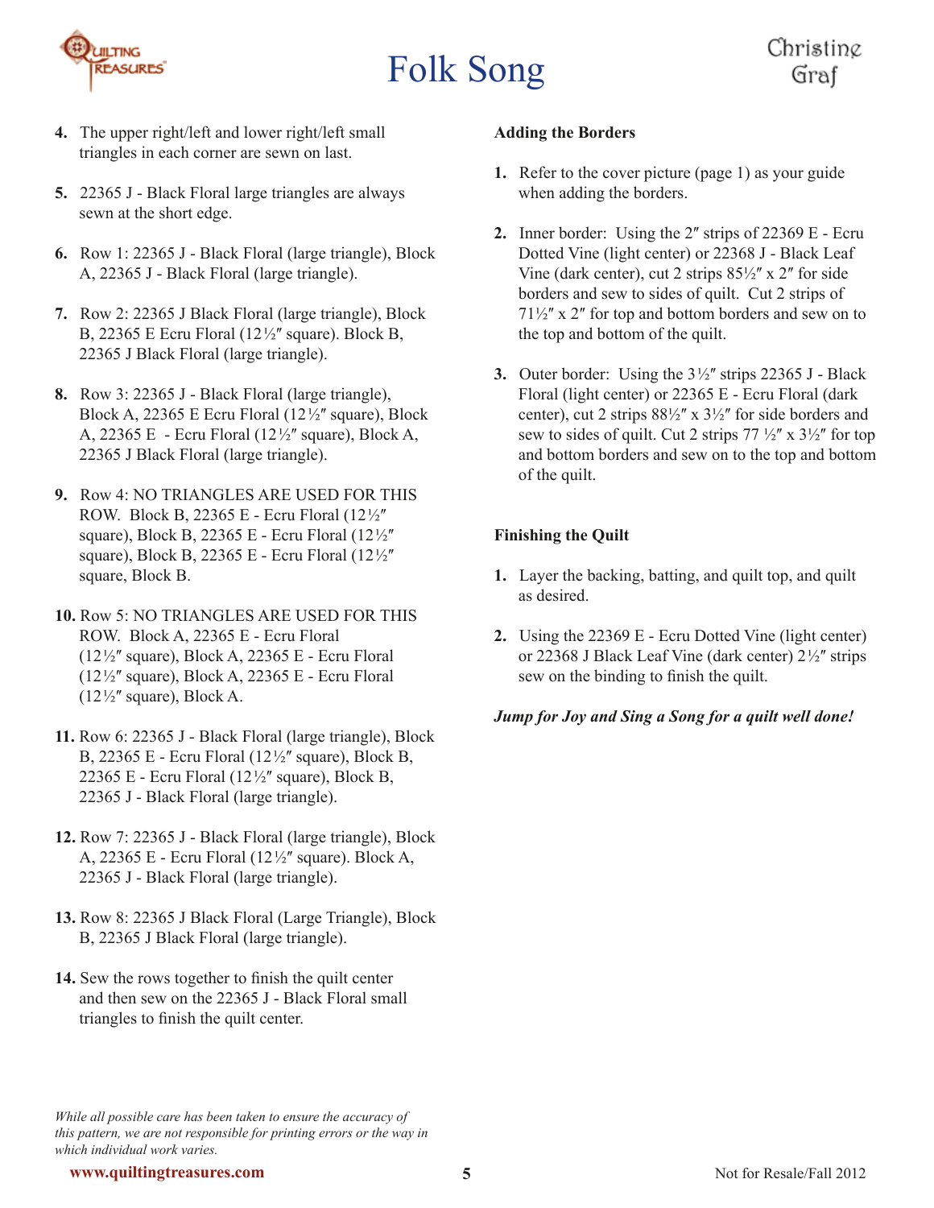4. The upper right/left and lower right/left small triangles in each corner are sewn on last.

5. 22365 J - Black Floral large triangles are always sewn at the short edge.

6. Row 1: 22365 J - Black Floral (large triangle), Block A, 22365 J - Black Floral (large triangle).

7. Row 2: 22365 J Black Floral (large triangle), Block B, 22365 E Ecru Floral (12½″ square). Block B, 22365 J Black Floral (large triangle).

8. Row 3: 22365 J - Black Floral (large triangle), Block A, 22365 E Ecru Floral (12½″ square), Block A, 22365 E - Ecru Floral (12½″ square), Block A, 22365 J Black Floral (large triangle).

9. Row 4: NO TRIANGLES ARE USED FOR THIS ROW. Block B, 22365 E - Ecru Floral (12½″ square), Block B, 22365 E - Ecru Floral (12½″ square), Block B, 22365 E - Ecru Floral (12½″ square, Block B.

10. Row 5: NO TRIANGLES ARE USED FOR THIS ROW. Block A, 22365 E - Ecru Floral (12½″ square), Block A, 22365 E - Ecru Floral (12½″ square), Block A, 22365 E - Ecru Floral (12½″ square), Block A.

11. Row 6: 22365 J - Black Floral (large triangle), Block B, 22365 E - Ecru Floral (12½″ square), Block B, 22365 E - Ecru Floral (12½″ square), Block B, 22365 J - Black Floral (large triangle).

12. Row 7: 22365 J - Black Floral (large triangle), Block A, 22365 E - Ecru Floral (12½″ square). Block A, 22365 J - Black Floral (large triangle).

13. Row 8: 22365 J Black Floral (Large Triangle), Block B, 22365 J Black Floral (large triangle).

14. Sew the rows together to finish the quilt center and then sew on the 22365 J - Black Floral small triangles to finish the quilt center.

*While all possible care has been taken to ensure the accuracy of this pattern, we are not responsible for printing errors or the way in which individual work varies.*

**Adding the Borders**

1. Refer to the cover picture (page 1) as your guide when adding the borders.

2. Inner border: Using the 2″ strips of 22369 E - Ecru Dotted Vine (light center) or 22368 J - Black Leaf Vine (dark center), cut 2 strips 85½″ x 2″ for side borders and sew to sides of quilt. Cut 2 strips of 71½″ x 2″ for top and bottom borders and sew on to the top and bottom of the quilt.

3. Outer border: Using the 3½″ strips 22365 J - Black Floral (light center) or 22365 E - Ecru Floral (dark center), cut 2 strips 88½″ x 3½″ for side borders and sew to sides of quilt. Cut 2 strips 77 ½″ x 3½″ for top and bottom borders and sew on to the top and bottom of the quilt.

**Finishing the Quilt**

1. Layer the backing, batting, and quilt top, and quilt as desired.

2. Using the 22369 E - Ecru Dotted Vine (light center) or 22368 J Black Leaf Vine (dark center) 2½″ strips sew on the binding to finish the quilt.

***Jump for Joy and Sing a Song for a quilt well done!***